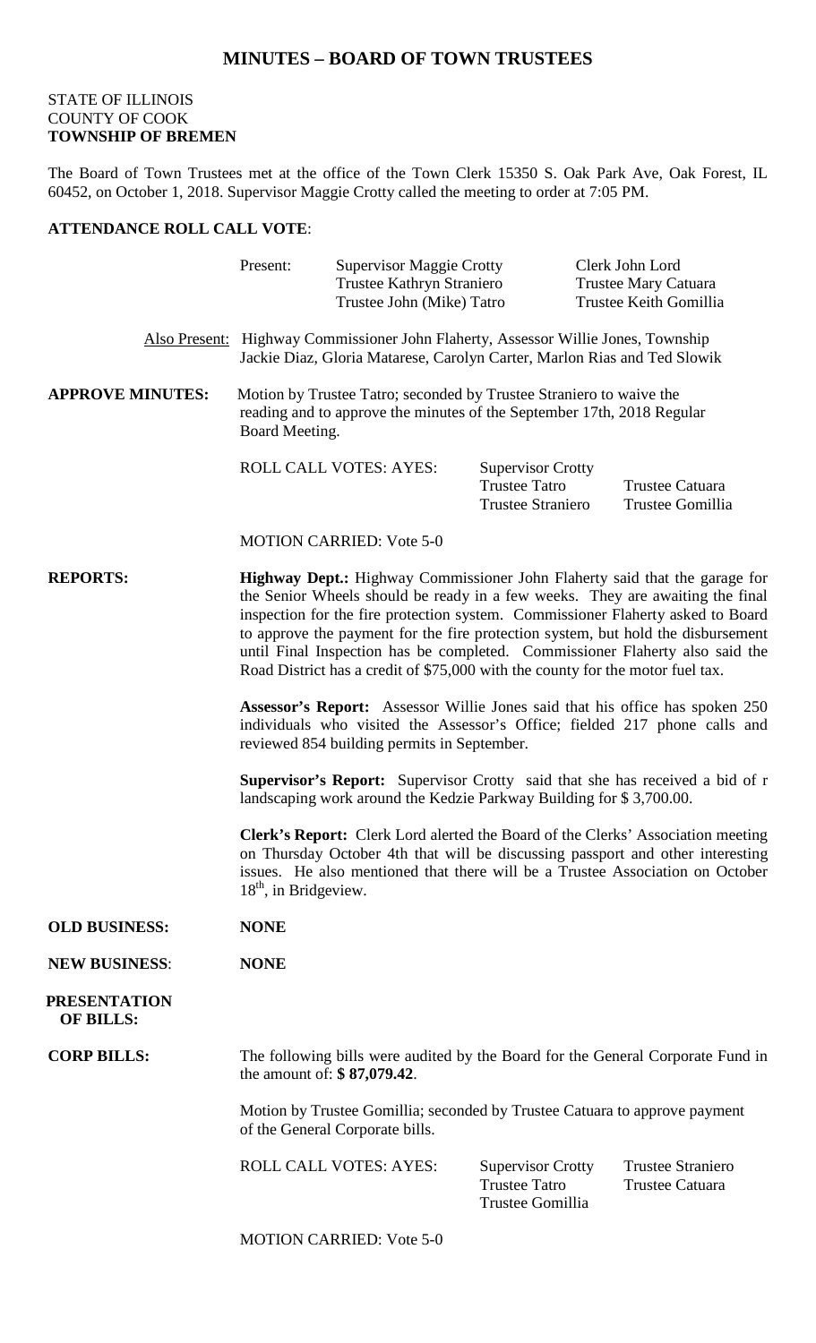# MINUTES – BOARD OF TOWN TRUSTEES

STATE OF ILLINOIS
COUNTY OF COOK
**TOWNSHIP OF BREMEN**

The Board of Town Trustees met at the office of the Town Clerk 15350 S. Oak Park Ave, Oak Forest, IL 60452, on October 1, 2018. Supervisor Maggie Crotty called the meeting to order at 7:05 PM.

**ATTENDANCE ROLL CALL VOTE**:

| Present: | Supervisor Maggie Crotty | Clerk John Lord |
|---|---|---|
| | Trustee Kathryn Straniero | Trustee Mary Catuara |
| | Trustee John (Mike) Tatro | Trustee Keith Gomillia |

Also Present: Highway Commissioner John Flaherty, Assessor Willie Jones, Township Jackie Diaz, Gloria Matarese, Carolyn Carter, Marlon Rias and Ted Slowik

**APPROVE MINUTES:** Motion by Trustee Tatro; seconded by Trustee Straniero to waive the reading and to approve the minutes of the September 17th, 2018 Regular Board Meeting.

| ROLL CALL VOTES: AYES: | Supervisor Crotty | |
|---|---|---|
| | Trustee Tatro | Trustee Catuara |
| | Trustee Straniero | Trustee Gomillia |

MOTION CARRIED: Vote 5-0

**REPORTS:** **Highway Dept.:** Highway Commissioner John Flaherty said that the garage for the Senior Wheels should be ready in a few weeks. They are awaiting the final inspection for the fire protection system. Commissioner Flaherty asked to Board to approve the payment for the fire protection system, but hold the disbursement until Final Inspection has be completed. Commissioner Flaherty also said the Road District has a credit of $75,000 with the county for the motor fuel tax.

**Assessor's Report:** Assessor Willie Jones said that his office has spoken 250 individuals who visited the Assessor's Office; fielded 217 phone calls and reviewed 854 building permits in September.

**Supervisor's Report:** Supervisor Crotty said that she has received a bid of r landscaping work around the Kedzie Parkway Building for $ 3,700.00.

**Clerk's Report:** Clerk Lord alerted the Board of the Clerks' Association meeting on Thursday October 4th that will be discussing passport and other interesting issues. He also mentioned that there will be a Trustee Association on October 18th, in Bridgeview.

**OLD BUSINESS:** **NONE**

**NEW BUSINESS**: **NONE**

**PRESENTATION OF BILLS:**

**CORP BILLS:** The following bills were audited by the Board for the General Corporate Fund in the amount of: **$ 87,079.42**.

Motion by Trustee Gomillia; seconded by Trustee Catuara to approve payment of the General Corporate bills.

| ROLL CALL VOTES: AYES: | Supervisor Crotty | Trustee Straniero |
|---|---|---|
| | Trustee Tatro | Trustee Catuara |
| | Trustee Gomillia | |

MOTION CARRIED: Vote 5-0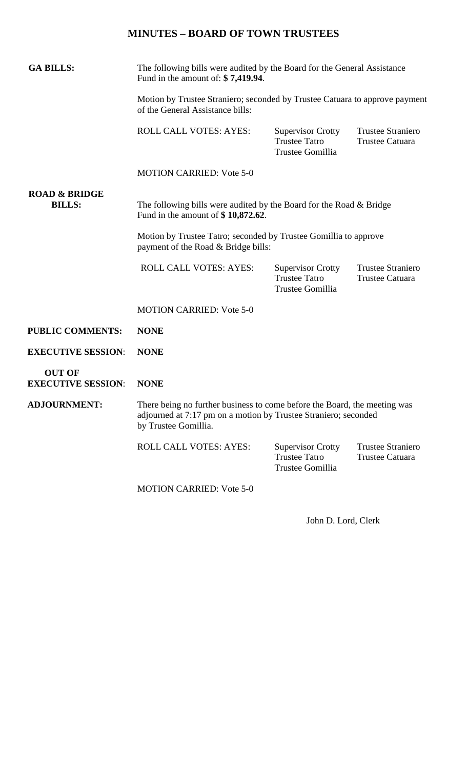## MINUTES – BOARD OF TOWN TRUSTEES

**GA BILLS:** The following bills were audited by the Board for the General Assistance Fund in the amount of: **$ 7,419.94**.

Motion by Trustee Straniero; seconded by Trustee Catuara to approve payment of the General Assistance bills:

| | | |
|---|---|---|
| ROLL CALL VOTES: AYES: | Supervisor Crotty<br>Trustee Tatro<br>Trustee Gomillia | Trustee Straniero<br>Trustee Catuara |

MOTION CARRIED: Vote 5-0

**ROAD & BRIDGE BILLS:** The following bills were audited by the Board for the Road & Bridge Fund in the amount of **$ 10,872.62**.

Motion by Trustee Tatro; seconded by Trustee Gomillia to approve payment of the Road & Bridge bills:

| | | |
|---|---|---|
| ROLL CALL VOTES: AYES: | Supervisor Crotty<br>Trustee Tatro<br>Trustee Gomillia | Trustee Straniero<br>Trustee Catuara |

MOTION CARRIED: Vote 5-0

**PUBLIC COMMENTS:** **NONE**

**EXECUTIVE SESSION**: **NONE**

**OUT OF EXECUTIVE SESSION**: **NONE**

**ADJOURNMENT:** There being no further business to come before the Board, the meeting was adjourned at 7:17 pm on a motion by Trustee Straniero; seconded by Trustee Gomillia.

| | | |
|---|---|---|
| ROLL CALL VOTES: AYES: | Supervisor Crotty<br>Trustee Tatro<br>Trustee Gomillia | Trustee Straniero<br>Trustee Catuara |

MOTION CARRIED: Vote 5-0

John D. Lord, Clerk